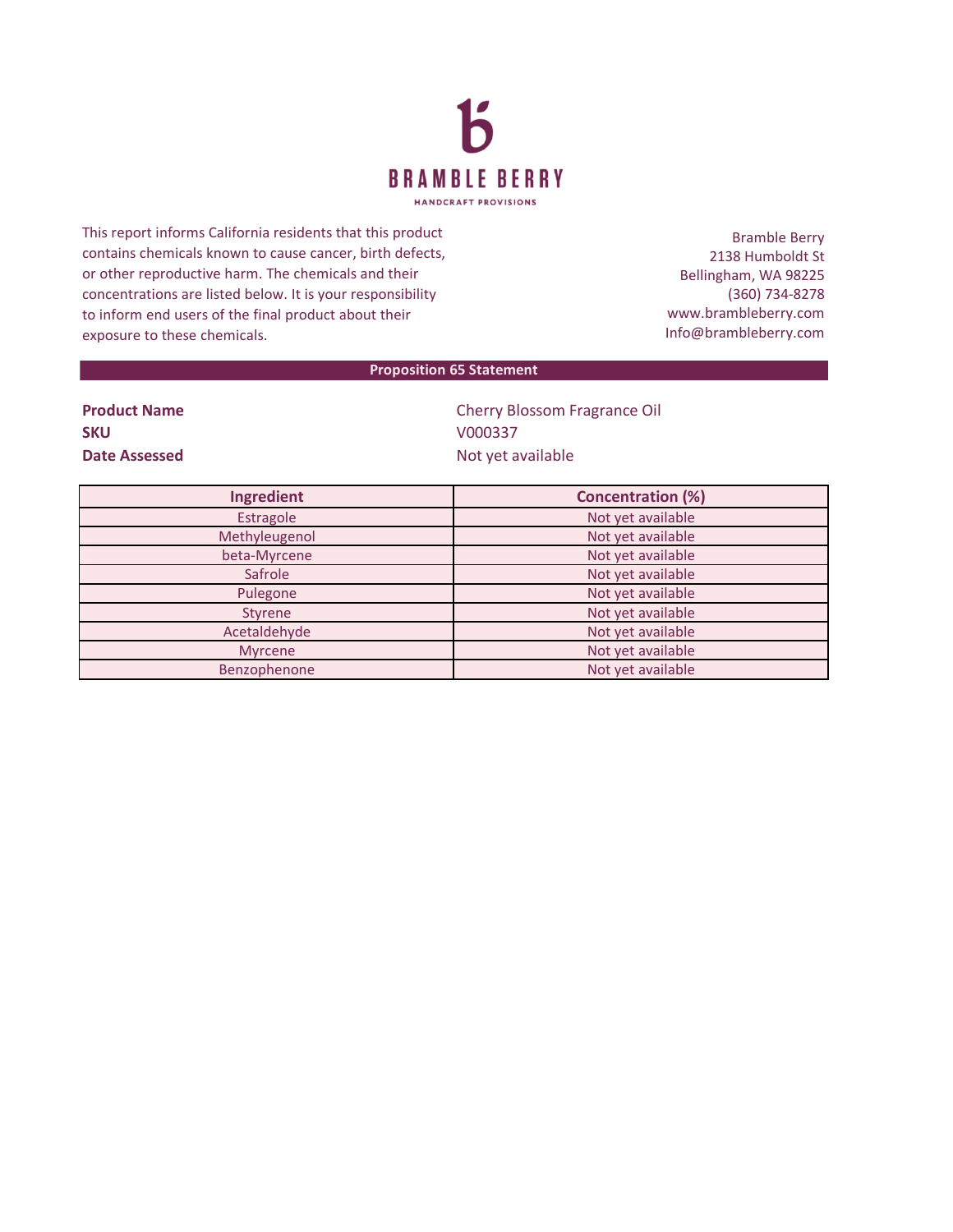# BRAMBLE BERRY

HANDCRAFT PROVISIONS

This report informs California residents that this product contains chemicals known to cause cancer, birth defects, or other reproductive harm. The chemicals and their concentrations are listed below. It is your responsibility to inform end users of the final product about their exposure to these chemicals.

Bramble Berry
2138 Humboldt St
Bellingham, WA 98225
(360) 734-8278
www.brambleberry.com
Info@brambleberry.com

## Proposition 65 Statement

| | |
|---|---|
| **Product Name** | Cherry Blossom Fragrance Oil |
| **SKU** | V000337 |
| **Date Assessed** | Not yet available |

| Ingredient | Concentration (%) |
|---|---|
| Estragole | Not yet available |
| Methyleugenol | Not yet available |
| beta-Myrcene | Not yet available |
| Safrole | Not yet available |
| Pulegone | Not yet available |
| Styrene | Not yet available |
| Acetaldehyde | Not yet available |
| Myrcene | Not yet available |
| Benzophenone | Not yet available |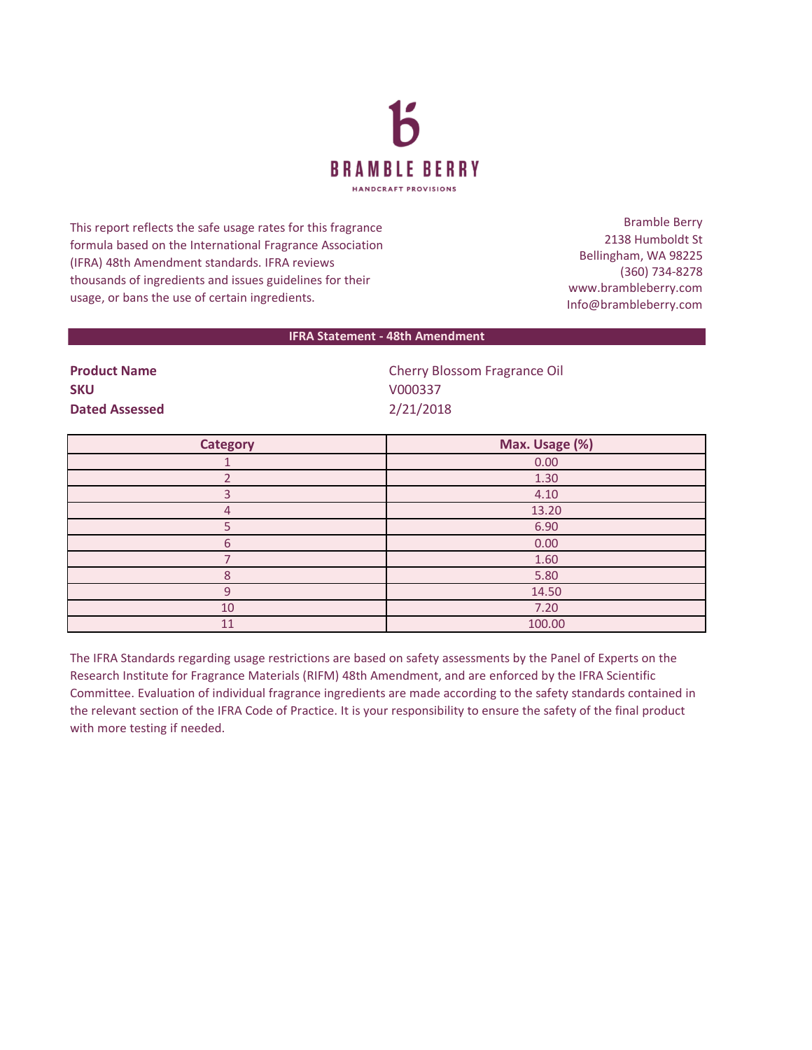# BRAMBLE BERRY

HANDCRAFT PROVISIONS

This report reflects the safe usage rates for this fragrance formula based on the International Fragrance Association (IFRA) 48th Amendment standards. IFRA reviews thousands of ingredients and issues guidelines for their usage, or bans the use of certain ingredients.

Bramble Berry
2138 Humboldt St
Bellingham, WA 98225
(360) 734-8278
www.brambleberry.com
Info@brambleberry.com

## IFRA Statement - 48th Amendment

**Product Name** Cherry Blossom Fragrance Oil
**SKU** V000337
**Dated Assessed** 2/21/2018

| Category | Max. Usage (%) |
|---|---|
| 1 | 0.00 |
| 2 | 1.30 |
| 3 | 4.10 |
| 4 | 13.20 |
| 5 | 6.90 |
| 6 | 0.00 |
| 7 | 1.60 |
| 8 | 5.80 |
| 9 | 14.50 |
| 10 | 7.20 |
| 11 | 100.00 |

The IFRA Standards regarding usage restrictions are based on safety assessments by the Panel of Experts on the Research Institute for Fragrance Materials (RIFM) 48th Amendment, and are enforced by the IFRA Scientific Committee. Evaluation of individual fragrance ingredients are made according to the safety standards contained in the relevant section of the IFRA Code of Practice. It is your responsibility to ensure the safety of the final product with more testing if needed.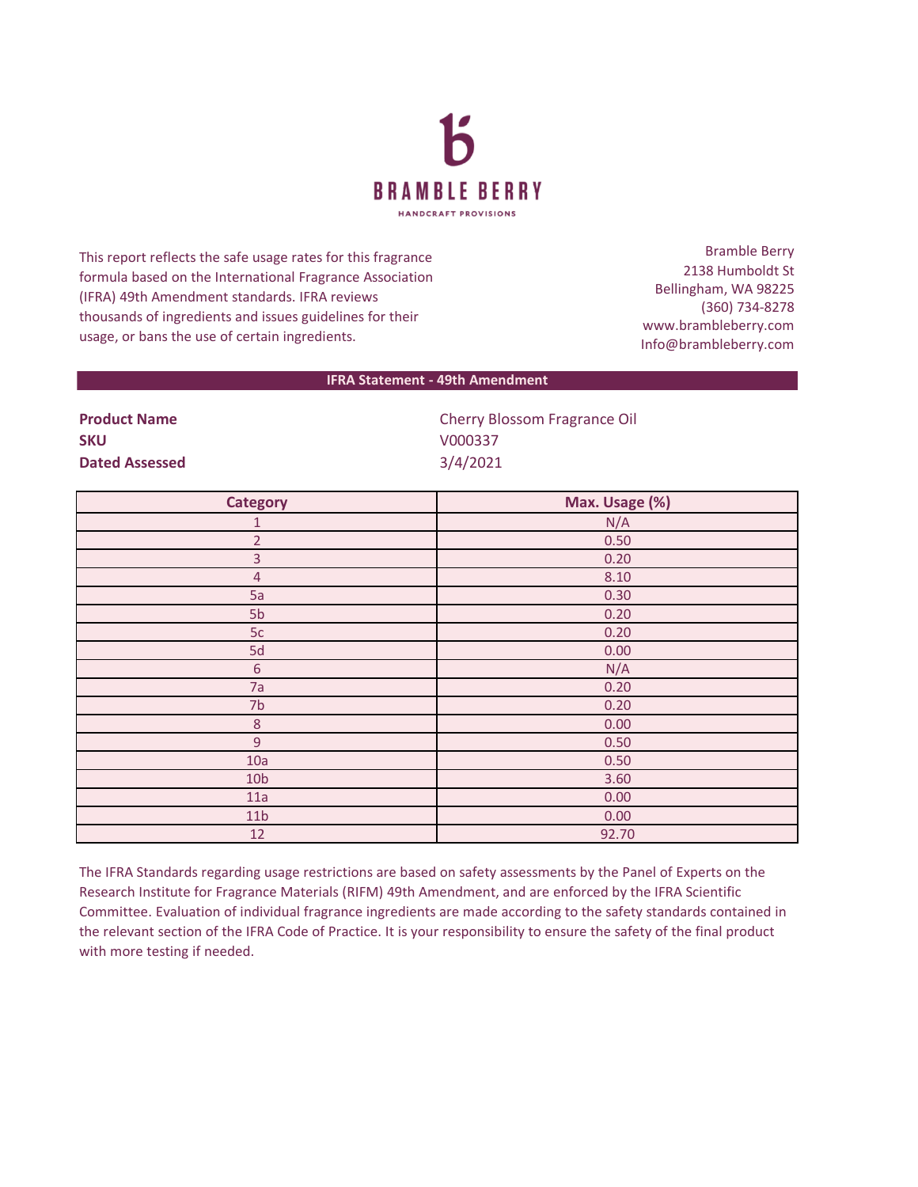# BRAMBLE BERRY

HANDCRAFT PROVISIONS

This report reflects the safe usage rates for this fragrance formula based on the International Fragrance Association (IFRA) 49th Amendment standards. IFRA reviews thousands of ingredients and issues guidelines for their usage, or bans the use of certain ingredients.

Bramble Berry
2138 Humboldt St
Bellingham, WA 98225
(360) 734-8278
www.brambleberry.com
Info@brambleberry.com

## IFRA Statement - 49th Amendment

**Product Name** Cherry Blossom Fragrance Oil
**SKU** V000337
**Dated Assessed** 3/4/2021

| Category | Max. Usage (%) |
|---|---|
| 1 | N/A |
| 2 | 0.50 |
| 3 | 0.20 |
| 4 | 8.10 |
| 5a | 0.30 |
| 5b | 0.20 |
| 5c | 0.20 |
| 5d | 0.00 |
| 6 | N/A |
| 7a | 0.20 |
| 7b | 0.20 |
| 8 | 0.00 |
| 9 | 0.50 |
| 10a | 0.50 |
| 10b | 3.60 |
| 11a | 0.00 |
| 11b | 0.00 |
| 12 | 92.70 |

The IFRA Standards regarding usage restrictions are based on safety assessments by the Panel of Experts on the Research Institute for Fragrance Materials (RIFM) 49th Amendment, and are enforced by the IFRA Scientific Committee. Evaluation of individual fragrance ingredients are made according to the safety standards contained in the relevant section of the IFRA Code of Practice. It is your responsibility to ensure the safety of the final product with more testing if needed.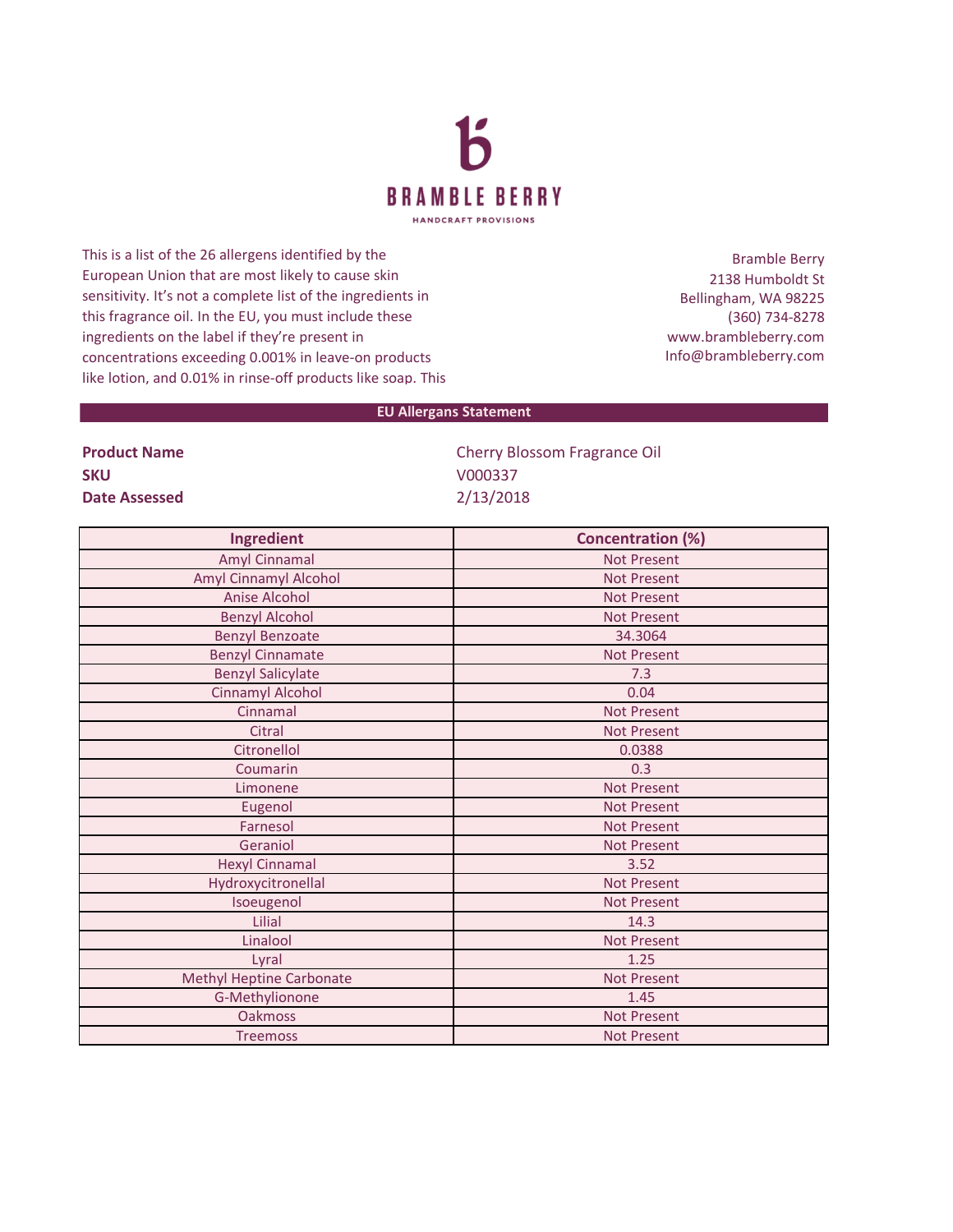BRAMBLE BERRY

HANDCRAFT PROVISIONS

This is a list of the 26 allergens identified by the European Union that are most likely to cause skin sensitivity. It's not a complete list of the ingredients in this fragrance oil. In the EU, you must include these ingredients on the label if they're present in concentrations exceeding 0.001% in leave-on products like lotion, and 0.01% in rinse-off products like soap. This

Bramble Berry
2138 Humboldt St
Bellingham, WA 98225
(360) 734-8278
www.brambleberry.com
Info@brambleberry.com

## EU Allergans Statement

**Product Name** Cherry Blossom Fragrance Oil
**SKU** V000337
**Date Assessed** 2/13/2018

| Ingredient | Concentration (%) |
|---|---|
| Amyl Cinnamal | Not Present |
| Amyl Cinnamyl Alcohol | Not Present |
| Anise Alcohol | Not Present |
| Benzyl Alcohol | Not Present |
| Benzyl Benzoate | 34.3064 |
| Benzyl Cinnamate | Not Present |
| Benzyl Salicylate | 7.3 |
| Cinnamyl Alcohol | 0.04 |
| Cinnamal | Not Present |
| Citral | Not Present |
| Citronellol | 0.0388 |
| Coumarin | 0.3 |
| Limonene | Not Present |
| Eugenol | Not Present |
| Farnesol | Not Present |
| Geraniol | Not Present |
| Hexyl Cinnamal | 3.52 |
| Hydroxycitronellal | Not Present |
| Isoeugenol | Not Present |
| Lilial | 14.3 |
| Linalool | Not Present |
| Lyral | 1.25 |
| Methyl Heptine Carbonate | Not Present |
| G-Methylionone | 1.45 |
| Oakmoss | Not Present |
| Treemoss | Not Present |